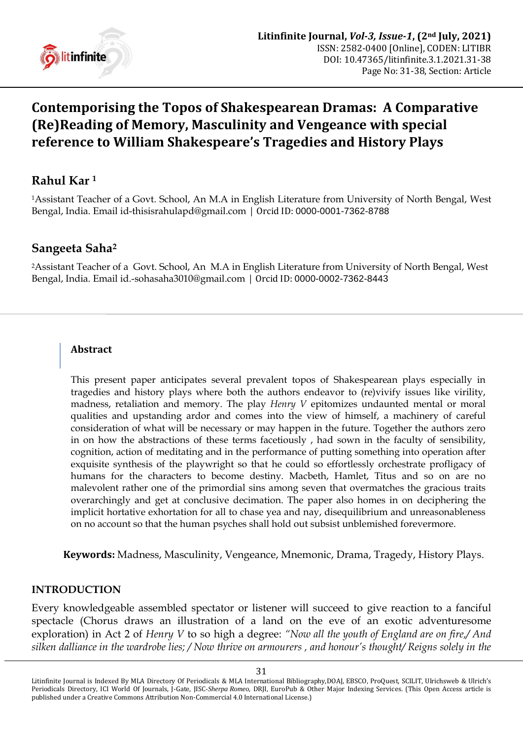# Contemporising the Topos of Shakespearean Dramas: A Comparative (Re)Reading of Memory, Masculinity and Vengeance with special reference to William Shakespeare's Tragedies and History Plays

## Rahul Kar [1]

[1]Assistant Teacher of a Govt. School, An M.A in English Literature from University of North Bengal, West Bengal, India. Email id-thisisrahulapd@gmail.com | Orcid ID: 0000-0001-7362-8788

## Sangeeta Saha[2]

[2]Assistant Teacher of a Govt. School, An M.A in English Literature from University of North Bengal, West Bengal, India. Email id.-sohasaha3010@gmail.com | Orcid ID: 0000-0002-7362-8443

### Abstract

This present paper anticipates several prevalent topos of Shakespearean plays especially in tragedies and history plays where both the authors endeavor to (re)vivify issues like virility, madness, retaliation and memory. The play *Henry V* epitomizes undaunted mental or moral qualities and upstanding ardor and comes into the view of himself, a machinery of careful consideration of what will be necessary or may happen in the future. Together the authors zero in on how the abstractions of these terms facetiously , had sown in the faculty of sensibility, cognition, action of meditating and in the performance of putting something into operation after exquisite synthesis of the playwright so that he could so effortlessly orchestrate profligacy of humans for the characters to become destiny. Macbeth, Hamlet, Titus and so on are no malevolent rather one of the primordial sins among seven that overmatches the gracious traits overarchingly and get at conclusive decimation. The paper also homes in on deciphering the implicit hortative exhortation for all to chase yea and nay, disequilibrium and unreasonableness on no account so that the human psyches shall hold out subsist unblemished forevermore.

**Keywords:** Madness, Masculinity, Vengeance, Mnemonic, Drama, Tragedy, History Plays.

## INTRODUCTION

Every knowledgeable assembled spectator or listener will succeed to give reaction to a fanciful spectacle (Chorus draws an illustration of a land on the eve of an exotic adventuresome exploration) in Act 2 of *Henry V* to so high a degree: *"Now all the youth of England are on fire,/ And silken dalliance in the wardrobe lies; / Now thrive on armourers , and honour's thought/ Reigns solely in the*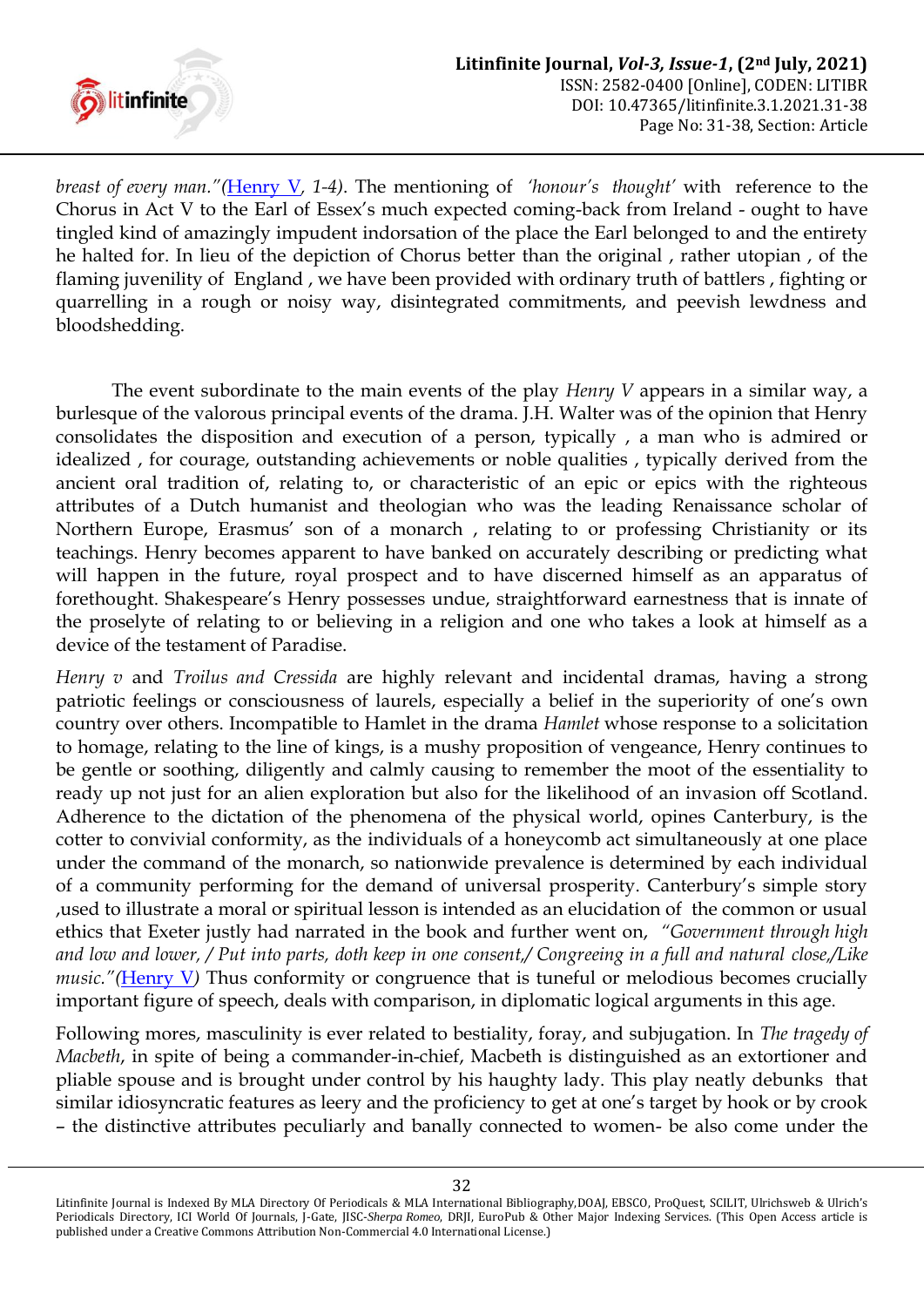*breast of every man."*([Henry V](), *1-4*). The mentioning of *'honour's thought'* with reference to the Chorus in Act V to the Earl of Essex's much expected coming-back from Ireland - ought to have tingled kind of amazingly impudent indorsation of the place the Earl belonged to and the entirety he halted for. In lieu of the depiction of Chorus better than the original , rather utopian , of the flaming juvenility of England , we have been provided with ordinary truth of battlers , fighting or quarrelling in a rough or noisy way, disintegrated commitments, and peevish lewdness and bloodshedding.

The event subordinate to the main events of the play *Henry V* appears in a similar way, a burlesque of the valorous principal events of the drama. J.H. Walter was of the opinion that Henry consolidates the disposition and execution of a person, typically , a man who is admired or idealized , for courage, outstanding achievements or noble qualities , typically derived from the ancient oral tradition of, relating to, or characteristic of an epic or epics with the righteous attributes of a Dutch humanist and theologian who was the leading Renaissance scholar of Northern Europe, Erasmus' son of a monarch , relating to or professing Christianity or its teachings. Henry becomes apparent to have banked on accurately describing or predicting what will happen in the future, royal prospect and to have discerned himself as an apparatus of forethought. Shakespeare's Henry possesses undue, straightforward earnestness that is innate of the proselyte of relating to or believing in a religion and one who takes a look at himself as a device of the testament of Paradise.

*Henry v* and *Troilus and Cressida* are highly relevant and incidental dramas, having a strong patriotic feelings or consciousness of laurels, especially a belief in the superiority of one's own country over others. Incompatible to Hamlet in the drama *Hamlet* whose response to a solicitation to homage, relating to the line of kings, is a mushy proposition of vengeance, Henry continues to be gentle or soothing, diligently and calmly causing to remember the moot of the essentiality to ready up not just for an alien exploration but also for the likelihood of an invasion off Scotland. Adherence to the dictation of the phenomena of the physical world, opines Canterbury, is the cotter to convivial conformity, as the individuals of a honeycomb act simultaneously at one place under the command of the monarch, so nationwide prevalence is determined by each individual of a community performing for the demand of universal prosperity. Canterbury's simple story ,used to illustrate a moral or spiritual lesson is intended as an elucidation of the common or usual ethics that Exeter justly had narrated in the book and further went on, *"Government through high and low and lower, / Put into parts, doth keep in one consent,/ Congreeing in a full and natural close,/Like music."*([Henry V]()) Thus conformity or congruence that is tuneful or melodious becomes crucially important figure of speech, deals with comparison, in diplomatic logical arguments in this age.

Following mores, masculinity is ever related to bestiality, foray, and subjugation. In *The tragedy of Macbeth*, in spite of being a commander-in-chief, Macbeth is distinguished as an extortioner and pliable spouse and is brought under control by his haughty lady. This play neatly debunks that similar idiosyncratic features as leery and the proficiency to get at one's target by hook or by crook – the distinctive attributes peculiarly and banally connected to women- be also come under the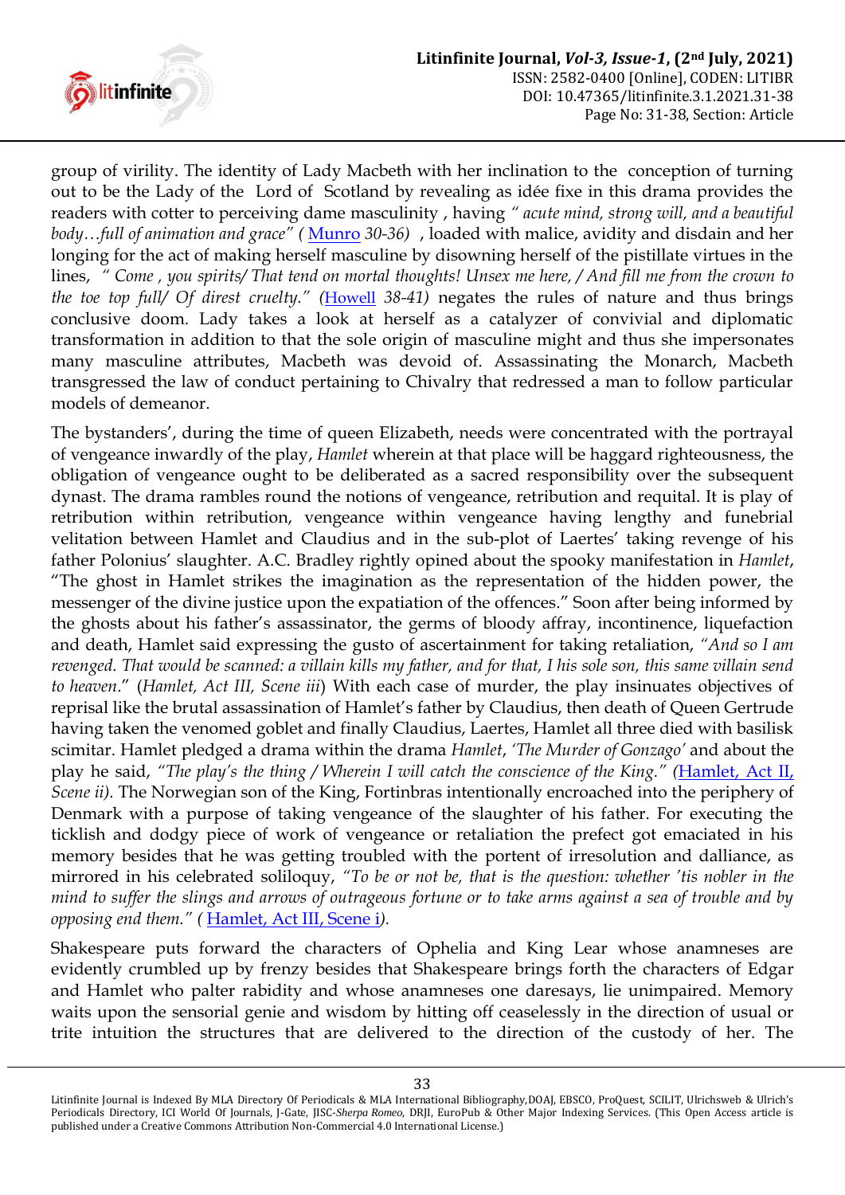group of virility. The identity of Lady Macbeth with her inclination to the conception of turning out to be the Lady of the Lord of Scotland by revealing as idée fixe in this drama provides the readers with cotter to perceiving dame masculinity , having *" acute mind, strong will, and a beautiful body…full of animation and grace" (* Munro *30-36)* , loaded with malice, avidity and disdain and her longing for the act of making herself masculine by disowning herself of the pistillate virtues in the lines, *" Come , you spirits/ That tend on mortal thoughts! Unsex me here, / And fill me from the crown to the toe top full/ Of direst cruelty." (*Howell *38-41)* negates the rules of nature and thus brings conclusive doom. Lady takes a look at herself as a catalyzer of convivial and diplomatic transformation in addition to that the sole origin of masculine might and thus she impersonates many masculine attributes, Macbeth was devoid of. Assassinating the Monarch, Macbeth transgressed the law of conduct pertaining to Chivalry that redressed a man to follow particular models of demeanor.

The bystanders', during the time of queen Elizabeth, needs were concentrated with the portrayal of vengeance inwardly of the play, *Hamlet* wherein at that place will be haggard righteousness, the obligation of vengeance ought to be deliberated as a sacred responsibility over the subsequent dynast. The drama rambles round the notions of vengeance, retribution and requital. It is play of retribution within retribution, vengeance within vengeance having lengthy and funebrial velitation between Hamlet and Claudius and in the sub-plot of Laertes' taking revenge of his father Polonius' slaughter. A.C. Bradley rightly opined about the spooky manifestation in *Hamlet*, "The ghost in Hamlet strikes the imagination as the representation of the hidden power, the messenger of the divine justice upon the expatiation of the offences." Soon after being informed by the ghosts about his father's assassinator, the germs of bloody affray, incontinence, liquefaction and death, Hamlet said expressing the gusto of ascertainment for taking retaliation, *"And so I am revenged. That would be scanned: a villain kills my father, and for that, I his sole son, this same villain send to heaven*." (*Hamlet, Act III, Scene iii*) With each case of murder, the play insinuates objectives of reprisal like the brutal assassination of Hamlet's father by Claudius, then death of Queen Gertrude having taken the venomed goblet and finally Claudius, Laertes, Hamlet all three died with basilisk scimitar. Hamlet pledged a drama within the drama *Hamlet*, *'The Murder of Gonzago'* and about the play he said, *"The play's the thing / Wherein I will catch the conscience of the King." (*Hamlet, Act II, *Scene ii).* The Norwegian son of the King, Fortinbras intentionally encroached into the periphery of Denmark with a purpose of taking vengeance of the slaughter of his father. For executing the ticklish and dodgy piece of work of vengeance or retaliation the prefect got emaciated in his memory besides that he was getting troubled with the portent of irresolution and dalliance, as mirrored in his celebrated soliloquy, *"To be or not be, that is the question: whether 'tis nobler in the mind to suffer the slings and arrows of outrageous fortune or to take arms against a sea of trouble and by opposing end them." (* Hamlet, Act III, Scene i*).*

Shakespeare puts forward the characters of Ophelia and King Lear whose anamneses are evidently crumbled up by frenzy besides that Shakespeare brings forth the characters of Edgar and Hamlet who palter rabidity and whose anamneses one daresays, lie unimpaired. Memory waits upon the sensorial genie and wisdom by hitting off ceaselessly in the direction of usual or trite intuition the structures that are delivered to the direction of the custody of her. The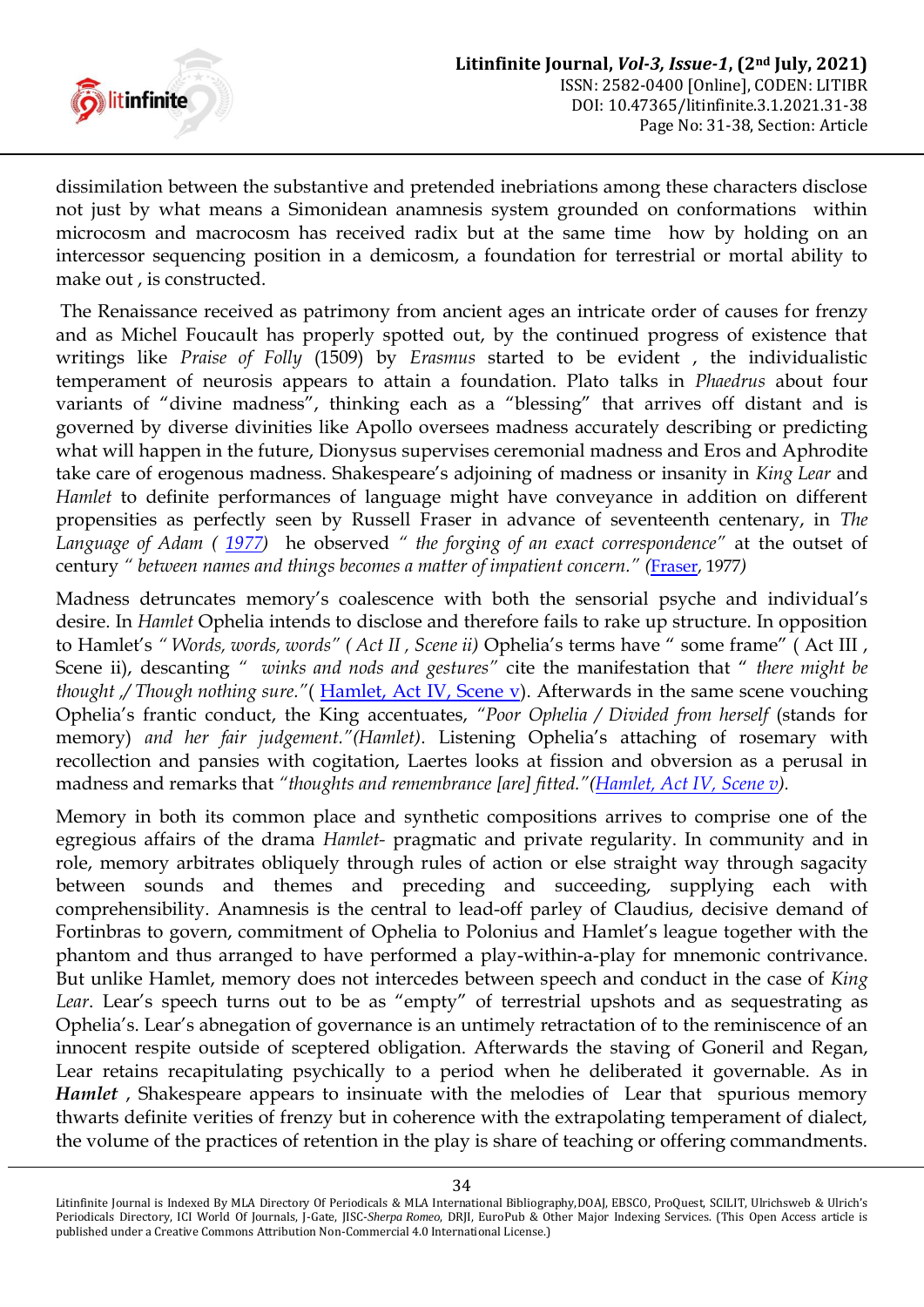dissimilation between the substantive and pretended inebriations among these characters disclose not just by what means a Simonidean anamnesis system grounded on conformations within microcosm and macrocosm has received radix but at the same time how by holding on an intercessor sequencing position in a demicosm, a foundation for terrestrial or mortal ability to make out , is constructed.

The Renaissance received as patrimony from ancient ages an intricate order of causes for frenzy and as Michel Foucault has properly spotted out, by the continued progress of existence that writings like *Praise of Folly* (1509) by *Erasmus* started to be evident , the individualistic temperament of neurosis appears to attain a foundation. Plato talks in *Phaedrus* about four variants of "divine madness", thinking each as a "blessing" that arrives off distant and is governed by diverse divinities like Apollo oversees madness accurately describing or predicting what will happen in the future, Dionysus supervises ceremonial madness and Eros and Aphrodite take care of erogenous madness. Shakespeare's adjoining of madness or insanity in *King Lear* and *Hamlet* to definite performances of language might have conveyance in addition on different propensities as perfectly seen by Russell Fraser in advance of seventeenth centenary, in *The Language of Adam ( 1977)* he observed *" the forging of an exact correspondence"* at the outset of century *" between names and things becomes a matter of impatient concern." (*Fraser, 1977*)*

Madness detruncates memory's coalescence with both the sensorial psyche and individual's desire. In *Hamlet* Ophelia intends to disclose and therefore fails to rake up structure. In opposition to Hamlet's *" Words, words, words" ( Act II , Scene ii)* Ophelia's terms have " some frame" ( Act III , Scene ii), descanting *" winks and nods and gestures"* cite the manifestation that *" there might be thought ,/ Though nothing sure."*( Hamlet, Act IV, Scene v). Afterwards in the same scene vouching Ophelia's frantic conduct, the King accentuates, *"Poor Ophelia / Divided from herself* (stands for memory) *and her fair judgement."(Hamlet)*. Listening Ophelia's attaching of rosemary with recollection and pansies with cogitation, Laertes looks at fission and obversion as a perusal in madness and remarks that *"thoughts and remembrance [are] fitted."(Hamlet, Act IV, Scene v).*

Memory in both its common place and synthetic compositions arrives to comprise one of the egregious affairs of the drama *Hamlet-* pragmatic and private regularity. In community and in role, memory arbitrates obliquely through rules of action or else straight way through sagacity between sounds and themes and preceding and succeeding, supplying each with comprehensibility. Anamnesis is the central to lead-off parley of Claudius, decisive demand of Fortinbras to govern, commitment of Ophelia to Polonius and Hamlet's league together with the phantom and thus arranged to have performed a play-within-a-play for mnemonic contrivance. But unlike Hamlet, memory does not intercedes between speech and conduct in the case of *King Lear*. Lear's speech turns out to be as "empty" of terrestrial upshots and as sequestrating as Ophelia's. Lear's abnegation of governance is an untimely retractation of to the reminiscence of an innocent respite outside of sceptered obligation. Afterwards the staving of Goneril and Regan, Lear retains recapitulating psychically to a period when he deliberated it governable. As in ***Hamlet*** , Shakespeare appears to insinuate with the melodies of Lear that spurious memory thwarts definite verities of frenzy but in coherence with the extrapolating temperament of dialect, the volume of the practices of retention in the play is share of teaching or offering commandments.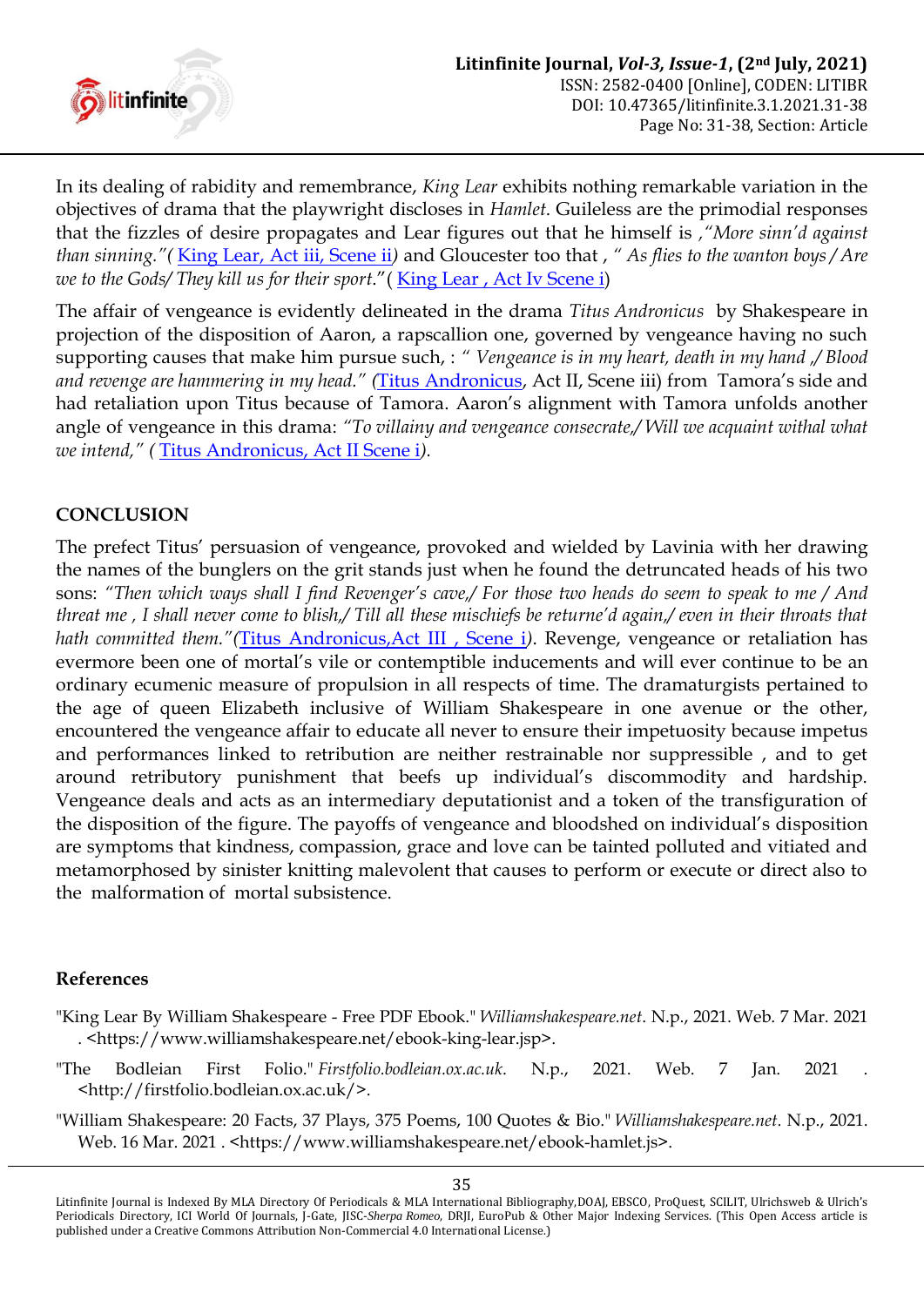In its dealing of rabidity and remembrance, *King Lear* exhibits nothing remarkable variation in the objectives of drama that the playwright discloses in *Hamlet*. Guileless are the primodial responses that the fizzles of desire propagates and Lear figures out that he himself is ,*"More sinn'd against than sinning."(* King Lear, Act iii, Scene ii*)* and Gloucester too that , " *As flies to the wanton boys / Are we to the Gods/ They kill us for their sport*."( King Lear , Act Iv Scene i)

The affair of vengeance is evidently delineated in the drama *Titus Andronicus* by Shakespeare in projection of the disposition of Aaron, a rapscallion one, governed by vengeance having no such supporting causes that make him pursue such, : " *Vengeance is in my heart, death in my hand ,/ Blood and revenge are hammering in my head." (*Titus Andronicus, Act II, Scene iii) from Tamora's side and had retaliation upon Titus because of Tamora. Aaron's alignment with Tamora unfolds another angle of vengeance in this drama: *"To villainy and vengeance consecrate,/ Will we acquaint withal what we intend," (* Titus Andronicus, Act II Scene i*).*

## CONCLUSION

The prefect Titus' persuasion of vengeance, provoked and wielded by Lavinia with her drawing the names of the bunglers on the grit stands just when he found the detruncated heads of his two sons: *"Then which ways shall I find Revenger's cave,/ For those two heads do seem to speak to me / And threat me , I shall never come to blish,/ Till all these mischiefs be returne'd again,/ even in their throats that hath committed them."(*Titus Andronicus,Act III , Scene i*)*. Revenge, vengeance or retaliation has evermore been one of mortal's vile or contemptible inducements and will ever continue to be an ordinary ecumenic measure of propulsion in all respects of time. The dramaturgists pertained to the age of queen Elizabeth inclusive of William Shakespeare in one avenue or the other, encountered the vengeance affair to educate all never to ensure their impetuosity because impetus and performances linked to retribution are neither restrainable nor suppressible , and to get around retributory punishment that beefs up individual's discommodity and hardship. Vengeance deals and acts as an intermediary deputationist and a token of the transfiguration of the disposition of the figure. The payoffs of vengeance and bloodshed on individual's disposition are symptoms that kindness, compassion, grace and love can be tainted polluted and vitiated and metamorphosed by sinister knitting malevolent that causes to perform or execute or direct also to the malformation of mortal subsistence.

## References

"King Lear By William Shakespeare - Free PDF Ebook." *Williamshakespeare.net*. N.p., 2021. Web. 7 Mar. 2021 . <https://www.williamshakespeare.net/ebook-king-lear.jsp>.

"The Bodleian First Folio." *Firstfolio.bodleian.ox.ac.uk*. N.p., 2021. Web. 7 Jan. 2021 . <http://firstfolio.bodleian.ox.ac.uk/>.

"William Shakespeare: 20 Facts, 37 Plays, 375 Poems, 100 Quotes & Bio." *Williamshakespeare.net*. N.p., 2021. Web. 16 Mar. 2021 . <https://www.williamshakespeare.net/ebook-hamlet.jsp>.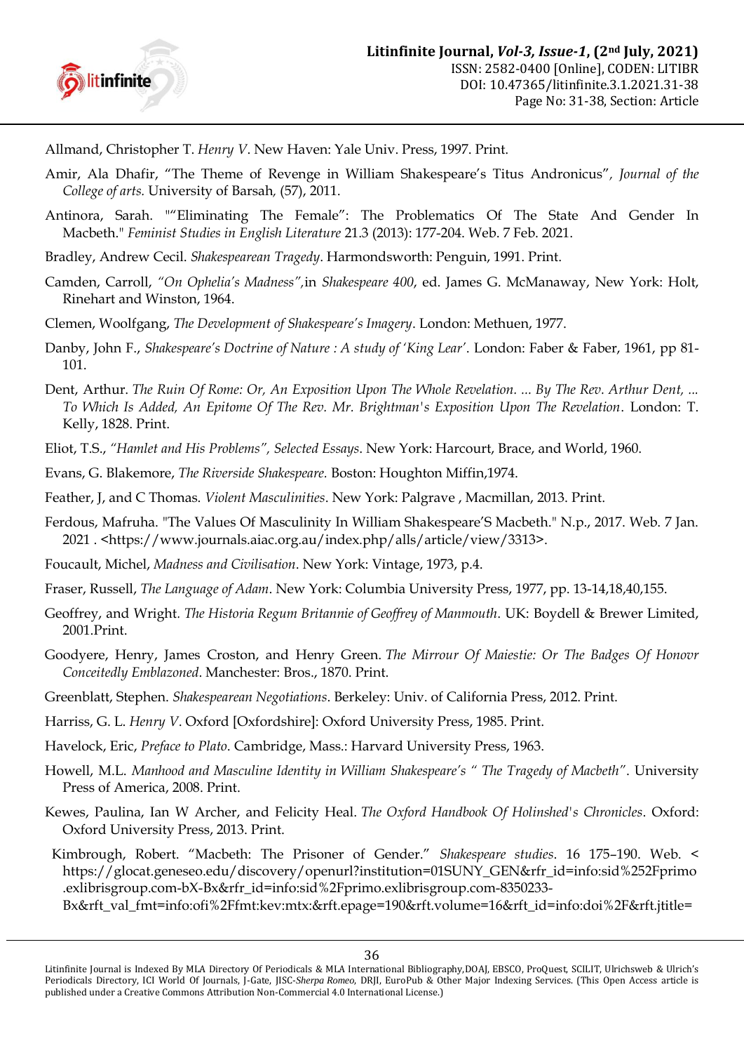Allmand, Christopher T. *Henry V*. New Haven: Yale Univ. Press, 1997. Print.

Amir, Ala Dhafir, "The Theme of Revenge in William Shakespeare's Titus Andronicus", *Journal of the College of arts.* University of Barsah, (57), 2011.

Antinora, Sarah. ""Eliminating The Female": The Problematics Of The State And Gender In Macbeth." *Feminist Studies in English Literature* 21.3 (2013): 177-204. Web. 7 Feb. 2021.

Bradley, Andrew Cecil. *Shakespearean Tragedy*. Harmondsworth: Penguin, 1991. Print.

Camden, Carroll, *"On Ophelia's Madness"*,in *Shakespeare 400*, ed. James G. McManaway, New York: Holt, Rinehart and Winston, 1964.

Clemen, Woolfgang, *The Development of Shakespeare's Imagery*. London: Methuen, 1977.

Danby, John F., *Shakespeare's Doctrine of Nature : A study of 'King Lear'*. London: Faber & Faber, 1961, pp 81-101.

Dent, Arthur. *The Ruin Of Rome: Or, An Exposition Upon The Whole Revelation. ... By The Rev. Arthur Dent, ... To Which Is Added, An Epitome Of The Rev. Mr. Brightman's Exposition Upon The Revelation*. London: T. Kelly, 1828. Print.

Eliot, T.S., *"Hamlet and His Problems", Selected Essays*. New York: Harcourt, Brace, and World, 1960.

Evans, G. Blakemore, *The Riverside Shakespeare.* Boston: Houghton Mifflin,1974.

Feather, J, and C Thomas. *Violent Masculinities*. New York: Palgrave , Macmillan, 2013. Print.

Ferdous, Mafruha. "The Values Of Masculinity In William Shakespeare'S Macbeth." N.p., 2017. Web. 7 Jan. 2021 . <https://www.journals.aiac.org.au/index.php/alls/article/view/3313>.

Foucault, Michel, *Madness and Civilisation*. New York: Vintage, 1973, p.4.

Fraser, Russell, *The Language of Adam*. New York: Columbia University Press, 1977, pp. 13-14,18,40,155.

Geoffrey, and Wright. *The Historia Regum Britannie of Geoffrey of Manmouth*. UK: Boydell & Brewer Limited, 2001.Print.

Goodyere, Henry, James Croston, and Henry Green. *The Mirrour Of Maiestie: Or The Badges Of Honovr Conceitedly Emblazoned*. Manchester: Bros., 1870. Print.

Greenblatt, Stephen. *Shakespearean Negotiations*. Berkeley: Univ. of California Press, 2012. Print.

Harriss, G. L. *Henry V*. Oxford [Oxfordshire]: Oxford University Press, 1985. Print.

Havelock, Eric, *Preface to Plato*. Cambridge, Mass.: Harvard University Press, 1963.

Howell, M.L. *Manhood and Masculine Identity in William Shakespeare's " The Tragedy of Macbeth"*. University Press of America, 2008. Print.

Kewes, Paulina, Ian W Archer, and Felicity Heal. *The Oxford Handbook Of Holinshed's Chronicles*. Oxford: Oxford University Press, 2013. Print.

Kimbrough, Robert. "Macbeth: The Prisoner of Gender." *Shakespeare studies*. 16 175–190. Web. < https://glocat.geneseo.edu/discovery/openurl?institution=01SUNY_GEN&rfr_id=info:sid%252Fprimo.exlibrisgroup.com-bX-Bx&rfr_id=info:sid%2Fprimo.exlibrisgroup.com-8350233-Bx&rft_val_fmt=info:ofi%2Ffmt:kev:mtx:&rft.epage=190&rft.volume=16&rft_id=info:doi%2F&rft.jtitle=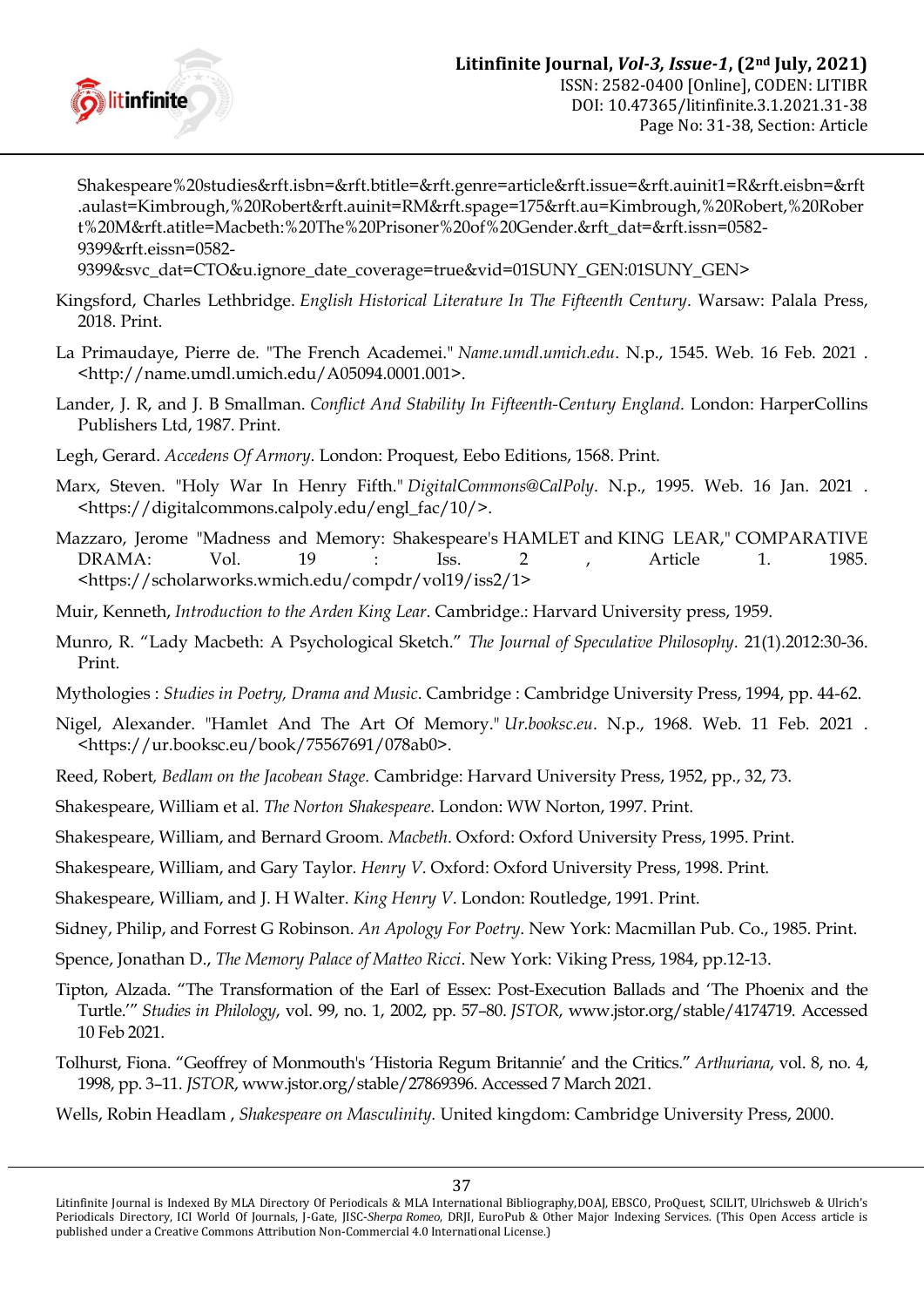Shakespeare%20studies&rft.isbn=&rft.btitle=&rft.genre=article&rft.issue=&rft.auinit1=R&rft.eisbn=&rft.aulast=Kimbrough,%20Robert&rft.auinit=RM&rft.spage=175&rft.au=Kimbrough,%20Robert,%20Robert%20M&rft.atitle=Macbeth:%20The%20Prisoner%20of%20Gender.&rft_dat=&rft.issn=0582-9399&rft.eissn=0582-9399&svc_dat=CTO&u.ignore_date_coverage=true&vid=01SUNY_GEN:01SUNY_GEN>

Kingsford, Charles Lethbridge. *English Historical Literature In The Fifteenth Century*. Warsaw: Palala Press, 2018. Print.

La Primaudaye, Pierre de. "The French Academei." *Name.umdl.umich.edu*. N.p., 1545. Web. 16 Feb. 2021 . <http://name.umdl.umich.edu/A05094.0001.001>.

Lander, J. R, and J. B Smallman. *Conflict And Stability In Fifteenth-Century England*. London: HarperCollins Publishers Ltd, 1987. Print.

Legh, Gerard. *Accedens Of Armory*. London: Proquest, Eebo Editions, 1568. Print.

Marx, Steven. "Holy War In Henry Fifth." *DigitalCommons@CalPoly*. N.p., 1995. Web. 16 Jan. 2021 . <https://digitalcommons.calpoly.edu/engl_fac/10/>.

Mazzaro, Jerome "Madness and Memory: Shakespeare's HAMLET and KING LEAR," COMPARATIVE DRAMA: Vol. 19 : Iss. 2 , Article 1. 1985. <https://scholarworks.wmich.edu/compdr/vol19/iss2/1>

Muir, Kenneth, *Introduction to the Arden King Lear*. Cambridge.: Harvard University press, 1959.

Munro, R. "Lady Macbeth: A Psychological Sketch." *The Journal of Speculative Philosophy*. 21(1).2012:30-36. Print.

Mythologies : *Studies in Poetry, Drama and Music*. Cambridge : Cambridge University Press, 1994, pp. 44-62.

Nigel, Alexander. "Hamlet And The Art Of Memory." *Ur.booksc.eu*. N.p., 1968. Web. 11 Feb. 2021 . <https://ur.booksc.eu/book/75567691/078ab0>.

Reed, Robert, *Bedlam on the Jacobean Stage*. Cambridge: Harvard University Press, 1952, pp., 32, 73.

Shakespeare, William et al. *The Norton Shakespeare*. London: WW Norton, 1997. Print.

Shakespeare, William, and Bernard Groom. *Macbeth*. Oxford: Oxford University Press, 1995. Print.

Shakespeare, William, and Gary Taylor. *Henry V*. Oxford: Oxford University Press, 1998. Print.

Shakespeare, William, and J. H Walter. *King Henry V*. London: Routledge, 1991. Print.

Sidney, Philip, and Forrest G Robinson. *An Apology For Poetry*. New York: Macmillan Pub. Co., 1985. Print.

Spence, Jonathan D., *The Memory Palace of Matteo Ricci*. New York: Viking Press, 1984, pp.12-13.

Tipton, Alzada. "The Transformation of the Earl of Essex: Post-Execution Ballads and 'The Phoenix and the Turtle.'" *Studies in Philology*, vol. 99, no. 1, 2002, pp. 57–80. *JSTOR*, www.jstor.org/stable/4174719. Accessed 10 Feb 2021.

Tolhurst, Fiona. "Geoffrey of Monmouth's 'Historia Regum Britannie' and the Critics." *Arthuriana*, vol. 8, no. 4, 1998, pp. 3–11. *JSTOR*, www.jstor.org/stable/27869396. Accessed 7 March 2021.

Wells, Robin Headlam , *Shakespeare on Masculinity*. United kingdom: Cambridge University Press, 2000.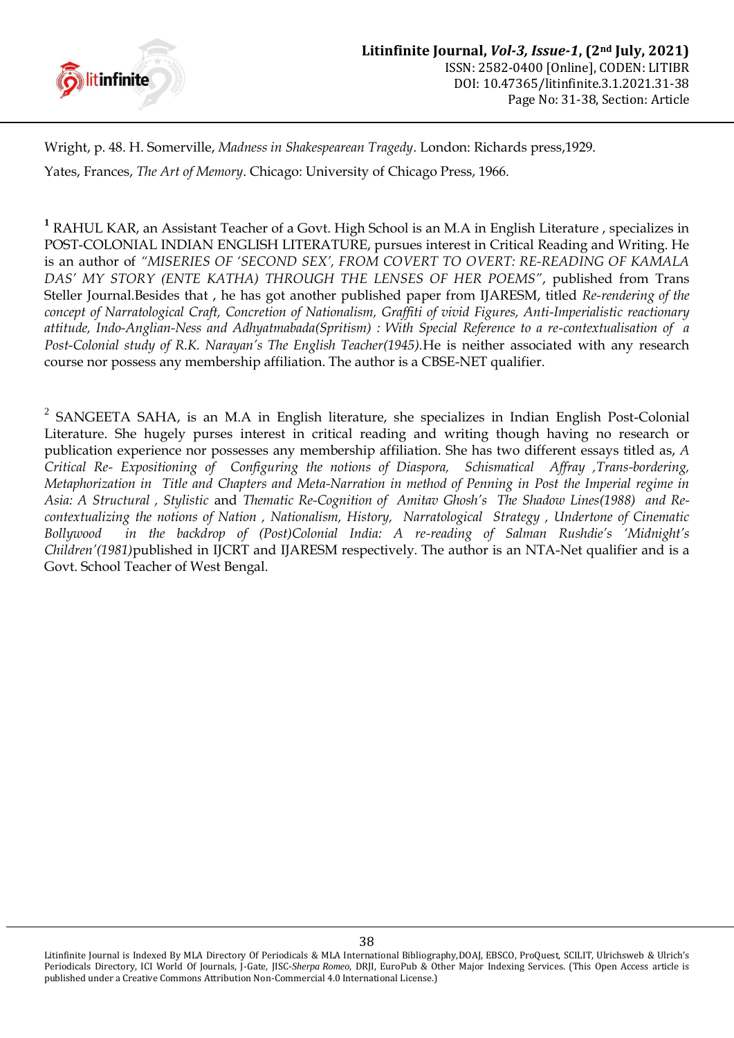Wright, p. 48. H. Somerville, *Madness in Shakespearean Tragedy*. London: Richards press,1929.

Yates, Frances, *The Art of Memory*. Chicago: University of Chicago Press, 1966.

[1] RAHUL KAR, an Assistant Teacher of a Govt. High School is an M.A in English Literature , specializes in POST-COLONIAL INDIAN ENGLISH LITERATURE, pursues interest in Critical Reading and Writing. He is an author of *"MISERIES OF 'SECOND SEX', FROM COVERT TO OVERT: RE-READING OF KAMALA DAS' MY STORY (ENTE KATHA) THROUGH THE LENSES OF HER POEMS"*, published from Trans Steller Journal.Besides that , he has got another published paper from IJARESM, titled *Re-rendering of the concept of Narratological Craft, Concretion of Nationalism, Graffiti of vivid Figures, Anti-Imperialistic reactionary attitude, Indo-Anglian-Ness and Adhyatmabada(Spritism) : With Special Reference to a re-contextualisation of a Post-Colonial study of R.K. Narayan's The English Teacher(1945).*He is neither associated with any research course nor possess any membership affiliation. The author is a CBSE-NET qualifier.

[2] SANGEETA SAHA, is an M.A in English literature, she specializes in Indian English Post-Colonial Literature. She hugely purses interest in critical reading and writing though having no research or publication experience nor possesses any membership affiliation. She has two different essays titled as, *A Critical Re- Expositioning of Configuring the notions of Diaspora, Schismatical Affray ,Trans-bordering, Metaphorization in Title and Chapters and Meta-Narration in method of Penning in Post the Imperial regime in Asia: A Structural , Stylistic* and *Thematic Re-Cognition of Amitav Ghosh's The Shadow Lines(1988) and Re-contextualizing the notions of Nation , Nationalism, History, Narratological Strategy , Undertone of Cinematic Bollywood in the backdrop of (Post)Colonial India: A re-reading of Salman Rushdie's 'Midnight's Children'(1981)*published in IJCRT and IJARESM respectively. The author is an NTA-Net qualifier and is a Govt. School Teacher of West Bengal.